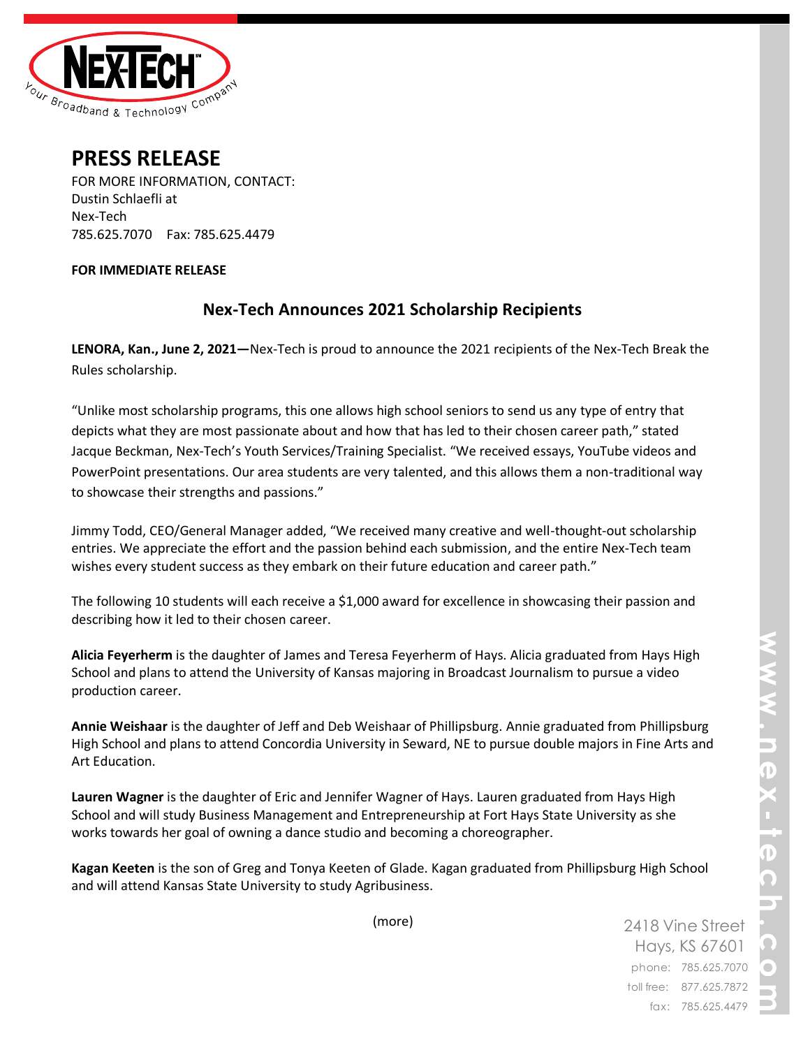# PRESS RELEASE

FOR MORE INFORMATION, CONTACT:
Dustin Schlaefli at
Nex-Tech
785.625.7070 Fax: 785.625.4479

**FOR IMMEDIATE RELEASE**

## Nex-Tech Announces 2021 Scholarship Recipients

**LENORA, Kan., June 2, 2021—**Nex-Tech is proud to announce the 2021 recipients of the Nex-Tech Break the Rules scholarship.

"Unlike most scholarship programs, this one allows high school seniors to send us any type of entry that depicts what they are most passionate about and how that has led to their chosen career path," stated Jacque Beckman, Nex-Tech's Youth Services/Training Specialist. "We received essays, YouTube videos and PowerPoint presentations. Our area students are very talented, and this allows them a non-traditional way to showcase their strengths and passions."

Jimmy Todd, CEO/General Manager added, "We received many creative and well-thought-out scholarship entries. We appreciate the effort and the passion behind each submission, and the entire Nex-Tech team wishes every student success as they embark on their future education and career path."

The following 10 students will each receive a $1,000 award for excellence in showcasing their passion and describing how it led to their chosen career.

**Alicia Feyerherm** is the daughter of James and Teresa Feyerherm of Hays. Alicia graduated from Hays High School and plans to attend the University of Kansas majoring in Broadcast Journalism to pursue a video production career.

**Annie Weishaar** is the daughter of Jeff and Deb Weishaar of Phillipsburg. Annie graduated from Phillipsburg High School and plans to attend Concordia University in Seward, NE to pursue double majors in Fine Arts and Art Education.

**Lauren Wagner** is the daughter of Eric and Jennifer Wagner of Hays. Lauren graduated from Hays High School and will study Business Management and Entrepreneurship at Fort Hays State University as she works towards her goal of owning a dance studio and becoming a choreographer.

**Kagan Keeten** is the son of Greg and Tonya Keeten of Glade. Kagan graduated from Phillipsburg High School and will attend Kansas State University to study Agribusiness.

(more)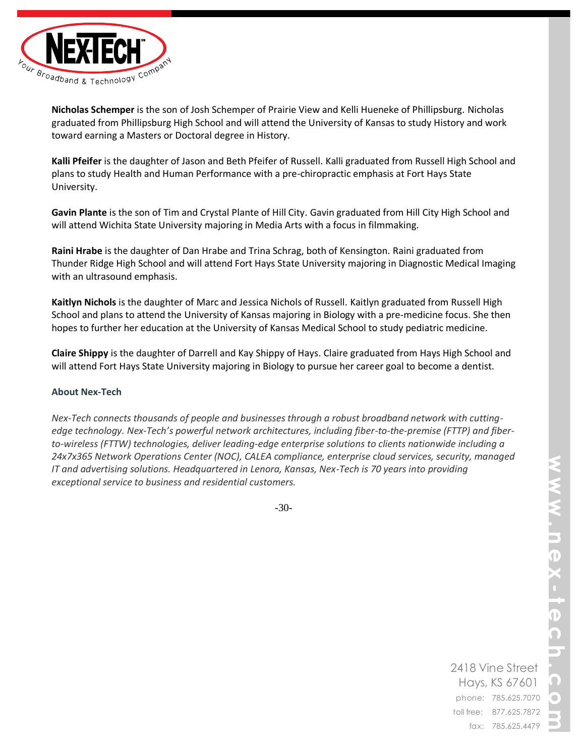**Nicholas Schemper** is the son of Josh Schemper of Prairie View and Kelli Hueneke of Phillipsburg. Nicholas graduated from Phillipsburg High School and will attend the University of Kansas to study History and work toward earning a Masters or Doctoral degree in History.

**Kalli Pfeifer** is the daughter of Jason and Beth Pfeifer of Russell. Kalli graduated from Russell High School and plans to study Health and Human Performance with a pre-chiropractic emphasis at Fort Hays State University.

**Gavin Plante** is the son of Tim and Crystal Plante of Hill City. Gavin graduated from Hill City High School and will attend Wichita State University majoring in Media Arts with a focus in filmmaking.

**Raini Hrabe** is the daughter of Dan Hrabe and Trina Schrag, both of Kensington. Raini graduated from Thunder Ridge High School and will attend Fort Hays State University majoring in Diagnostic Medical Imaging with an ultrasound emphasis.

**Kaitlyn Nichols** is the daughter of Marc and Jessica Nichols of Russell. Kaitlyn graduated from Russell High School and plans to attend the University of Kansas majoring in Biology with a pre-medicine focus. She then hopes to further her education at the University of Kansas Medical School to study pediatric medicine.

**Claire Shippy** is the daughter of Darrell and Kay Shippy of Hays. Claire graduated from Hays High School and will attend Fort Hays State University majoring in Biology to pursue her career goal to become a dentist.

**About Nex-Tech**

*Nex-Tech connects thousands of people and businesses through a robust broadband network with cutting-edge technology. Nex-Tech's powerful network architectures, including fiber-to-the-premise (FTTP) and fiber-to-wireless (FTTW) technologies, deliver leading-edge enterprise solutions to clients nationwide including a 24x7x365 Network Operations Center (NOC), CALEA compliance, enterprise cloud services, security, managed IT and advertising solutions. Headquartered in Lenora, Kansas, Nex-Tech is 70 years into providing exceptional service to business and residential customers.*

-30-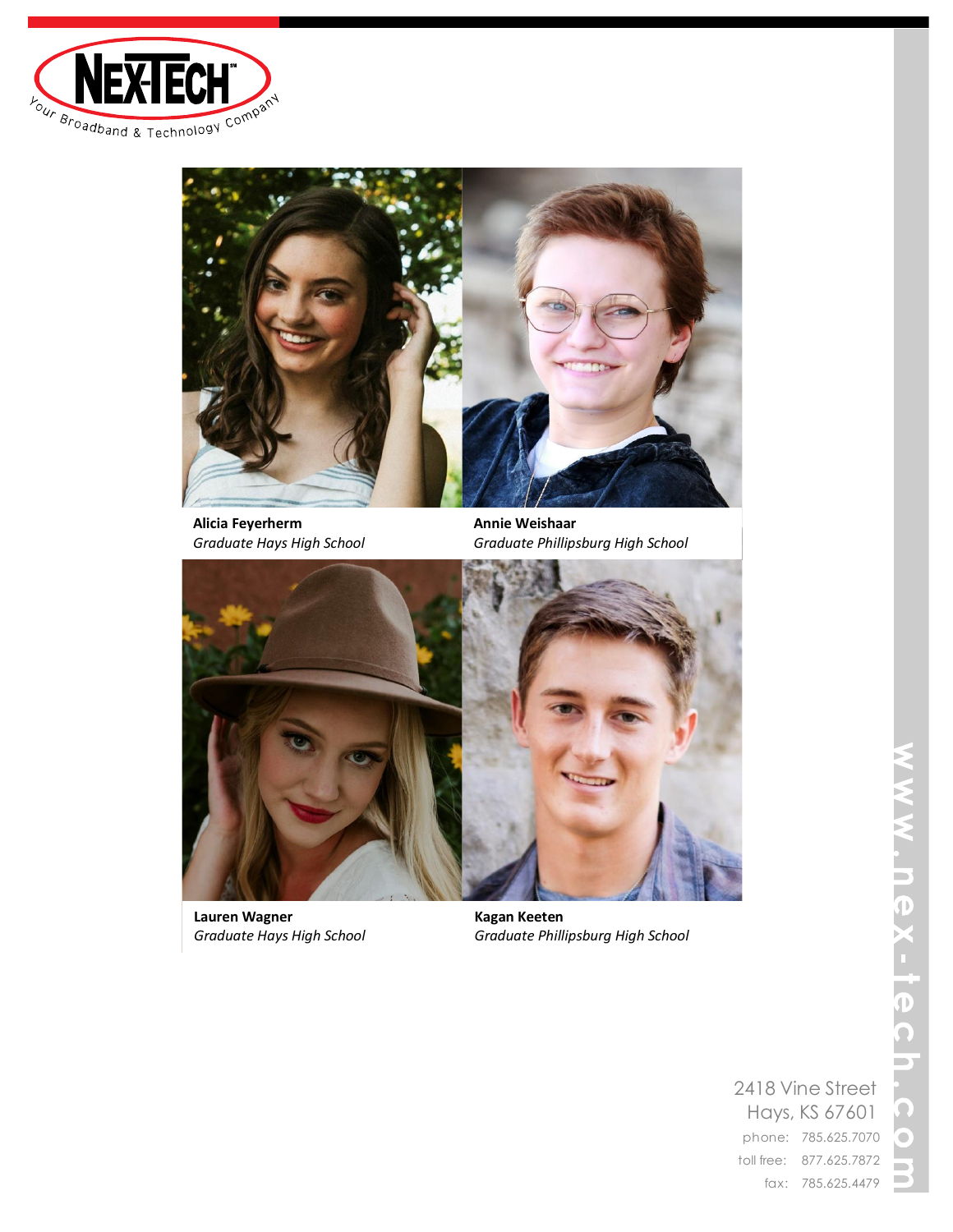**Alicia Feyerherm**
*Graduate Hays High School*

**Annie Weishaar**
*Graduate Phillipsburg High School*

**Lauren Wagner**
*Graduate Hays High School*

**Kagan Keeten**
*Graduate Phillipsburg High School*

2418 Vine Street
Hays, KS 67601
phone: 785.625.7070
toll free: 877.625.7872
fax: 785.625.4479

www.nex-tech.com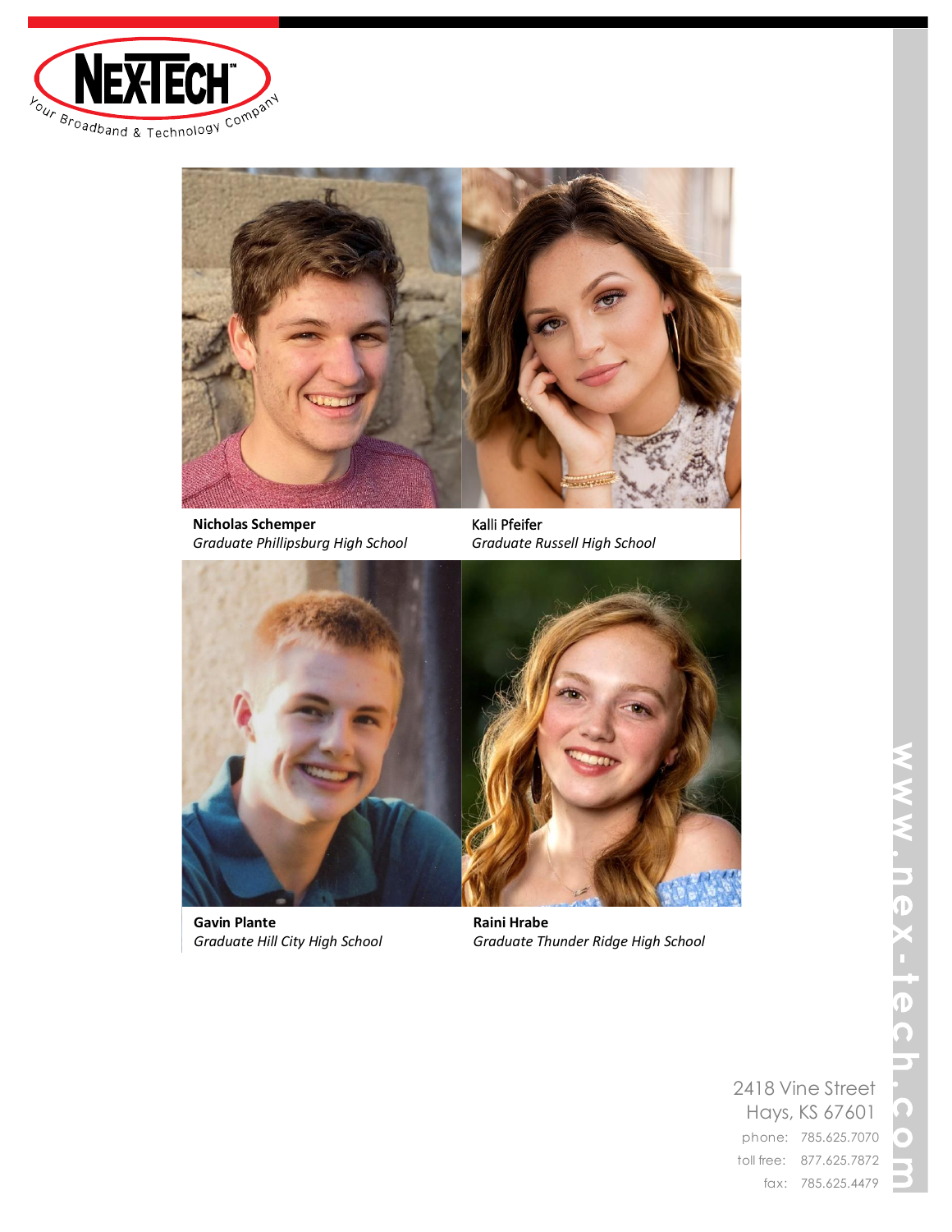**Nicholas Schemper**
*Graduate Phillipsburg High School*

Kalli Pfeifer
*Graduate Russell High School*

**Gavin Plante**
*Graduate Hill City High School*

**Raini Hrabe**
*Graduate Thunder Ridge High School*

2418 Vine Street
Hays, KS 67601
phone: 785.625.7070
toll free: 877.625.7872
fax: 785.625.4479

www.nex-tech.com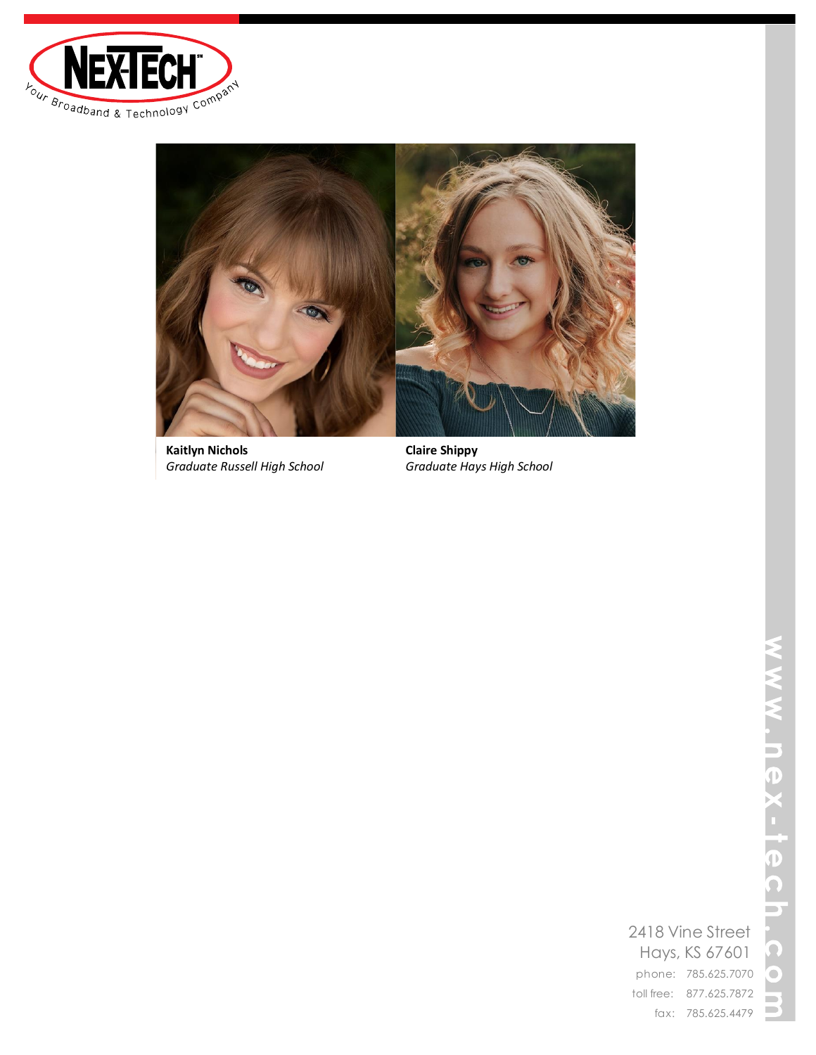NEX-TECH

Your Broadband & Technology Company

**Kaitlyn Nichols**
*Graduate Russell High School*

**Claire Shippy**
*Graduate Hays High School*

2418 Vine Street
Hays, KS 67601
phone: 785.625.7070
toll free: 877.625.7872
fax: 785.625.4479

www.nex-tech.com